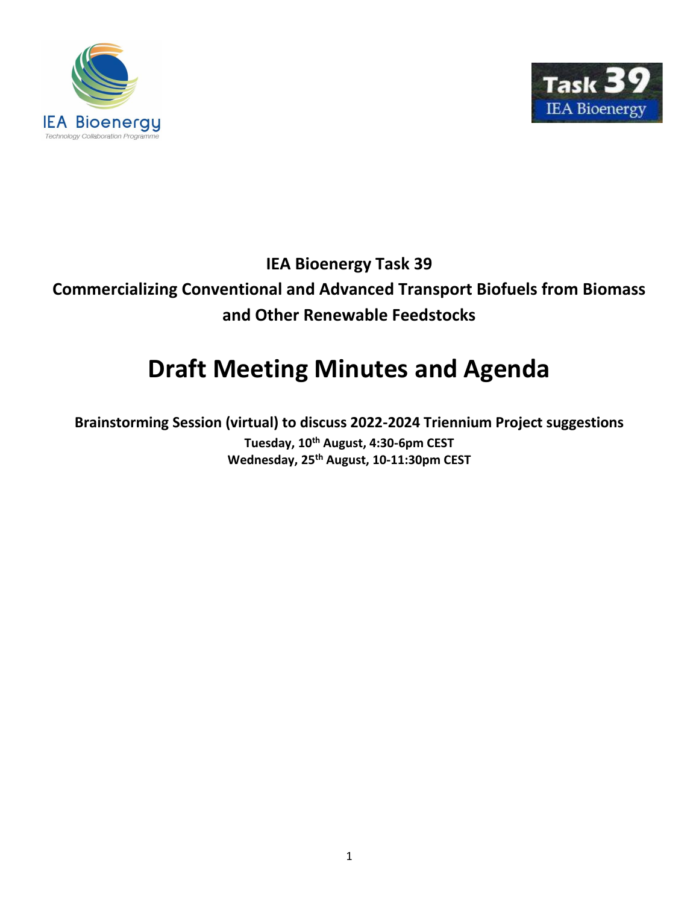IEA Bioenergy

Technology Collaboration Programme

Task 39

IEA Bioenergy

**IEA Bioenergy Task 39**

**Commercializing Conventional and Advanced Transport Biofuels from Biomass and Other Renewable Feedstocks**

# Draft Meeting Minutes and Agenda

**Brainstorming Session (virtual) to discuss 2022-2024 Triennium Project suggestions**

**Tuesday, 10th August, 4:30-6pm CEST**

**Wednesday, 25th August, 10-11:30pm CEST**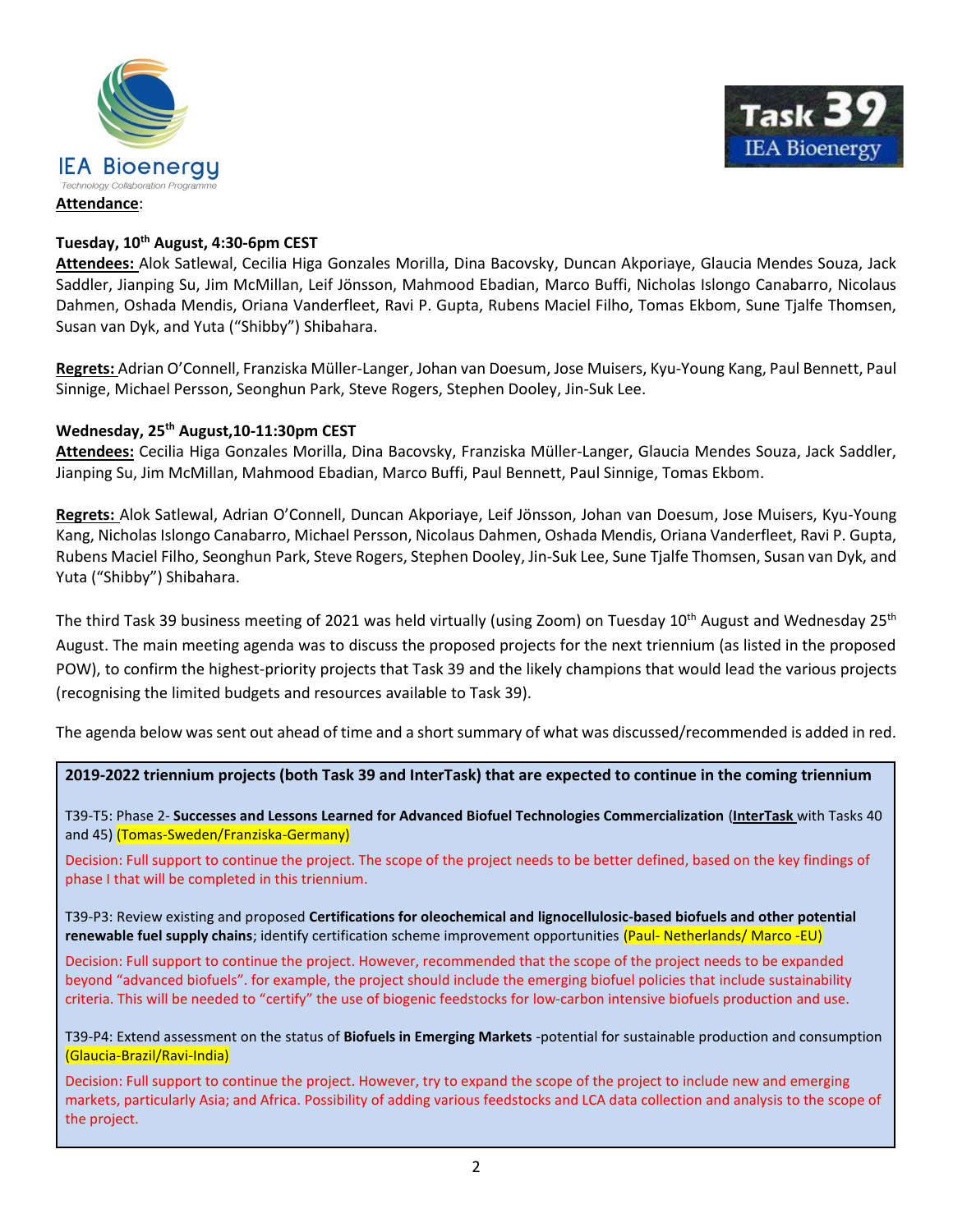**Attendance**:

**Tuesday, 10th August, 4:30-6pm CEST**

**Attendees:** Alok Satlewal, Cecilia Higa Gonzales Morilla, Dina Bacovsky, Duncan Akporiaye, Glaucia Mendes Souza, Jack Saddler, Jianping Su, Jim McMillan, Leif Jönsson, Mahmood Ebadian, Marco Buffi, Nicholas Islongo Canabarro, Nicolaus Dahmen, Oshada Mendis, Oriana Vanderfleet, Ravi P. Gupta, Rubens Maciel Filho, Tomas Ekbom, Sune Tjalfe Thomsen, Susan van Dyk, and Yuta ("Shibby") Shibahara.

**Regrets:** Adrian O'Connell, Franziska Müller-Langer, Johan van Doesum, Jose Muisers, Kyu-Young Kang, Paul Bennett, Paul Sinnige, Michael Persson, Seonghun Park, Steve Rogers, Stephen Dooley, Jin-Suk Lee.

**Wednesday, 25th August, 10-11:30pm CEST**

**Attendees:** Cecilia Higa Gonzales Morilla, Dina Bacovsky, Franziska Müller-Langer, Glaucia Mendes Souza, Jack Saddler, Jianping Su, Jim McMillan, Mahmood Ebadian, Marco Buffi, Paul Bennett, Paul Sinnige, Tomas Ekbom.

**Regrets:** Alok Satlewal, Adrian O'Connell, Duncan Akporiaye, Leif Jönsson, Johan van Doesum, Jose Muisers, Kyu-Young Kang, Nicholas Islongo Canabarro, Michael Persson, Nicolaus Dahmen, Oshada Mendis, Oriana Vanderfleet, Ravi P. Gupta, Rubens Maciel Filho, Seonghun Park, Steve Rogers, Stephen Dooley, Jin-Suk Lee, Sune Tjalfe Thomsen, Susan van Dyk, and Yuta ("Shibby") Shibahara.

The third Task 39 business meeting of 2021 was held virtually (using Zoom) on Tuesday 10th August and Wednesday 25th August. The main meeting agenda was to discuss the proposed projects for the next triennium (as listed in the proposed POW), to confirm the highest-priority projects that Task 39 and the likely champions that would lead the various projects (recognising the limited budgets and resources available to Task 39).

The agenda below was sent out ahead of time and a short summary of what was discussed/recommended is added in red.

**2019-2022 triennium projects (both Task 39 and InterTask) that are expected to continue in the coming triennium**

T39-T5: Phase 2- **Successes and Lessons Learned for Advanced Biofuel Technologies Commercialization** (**InterTask** with Tasks 40 and 45) (Tomas-Sweden/Franziska-Germany)

Decision: Full support to continue the project. The scope of the project needs to be better defined, based on the key findings of phase I that will be completed in this triennium.

T39-P3: Review existing and proposed **Certifications for oleochemical and lignocellulosic-based biofuels and other potential renewable fuel supply chains**; identify certification scheme improvement opportunities (Paul- Netherlands/ Marco -EU)

Decision: Full support to continue the project. However, recommended that the scope of the project needs to be expanded beyond "advanced biofuels". for example, the project should include the emerging biofuel policies that include sustainability criteria. This will be needed to "certify" the use of biogenic feedstocks for low-carbon intensive biofuels production and use.

T39-P4: Extend assessment on the status of **Biofuels in Emerging Markets** -potential for sustainable production and consumption (Glaucia-Brazil/Ravi-India)

Decision: Full support to continue the project. However, try to expand the scope of the project to include new and emerging markets, particularly Asia; and Africa. Possibility of adding various feedstocks and LCA data collection and analysis to the scope of the project.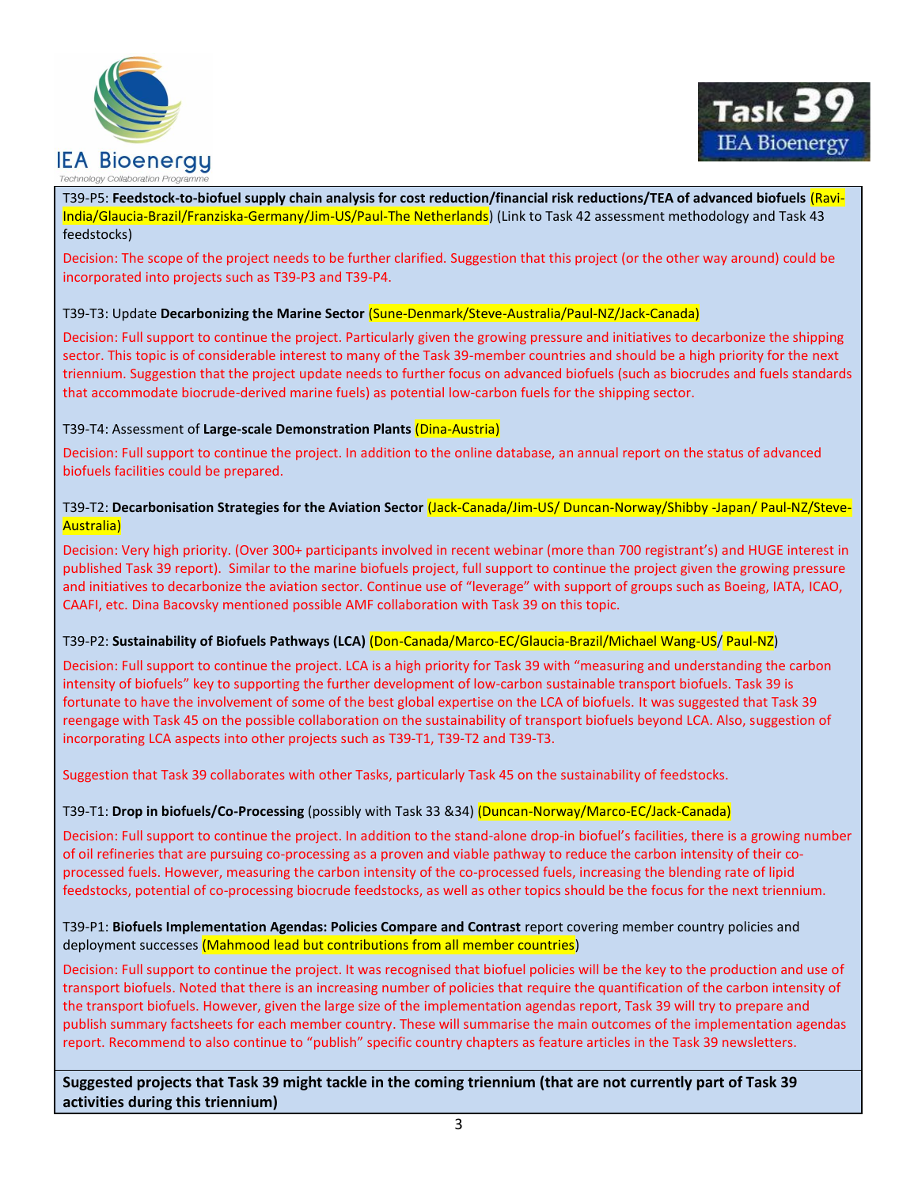T39-P5: **Feedstock-to-biofuel supply chain analysis for cost reduction/financial risk reductions/TEA of advanced biofuels** (Ravi-India/Glaucia-Brazil/Franziska-Germany/Jim-US/Paul-The Netherlands) (Link to Task 42 assessment methodology and Task 43 feedstocks)

Decision: The scope of the project needs to be further clarified. Suggestion that this project (or the other way around) could be incorporated into projects such as T39-P3 and T39-P4.

T39-T3: Update **Decarbonizing the Marine Sector** (Sune-Denmark/Steve-Australia/Paul-NZ/Jack-Canada)

Decision: Full support to continue the project. Particularly given the growing pressure and initiatives to decarbonize the shipping sector. This topic is of considerable interest to many of the Task 39-member countries and should be a high priority for the next triennium. Suggestion that the project update needs to further focus on advanced biofuels (such as biocrudes and fuels standards that accommodate biocrude-derived marine fuels) as potential low-carbon fuels for the shipping sector.

T39-T4: Assessment of **Large-scale Demonstration Plants** (Dina-Austria)

Decision: Full support to continue the project. In addition to the online database, an annual report on the status of advanced biofuels facilities could be prepared.

T39-T2: **Decarbonisation Strategies for the Aviation Sector** (Jack-Canada/Jim-US/ Duncan-Norway/Shibby -Japan/ Paul-NZ/Steve-Australia)

Decision: Very high priority. (Over 300+ participants involved in recent webinar (more than 700 registrant's) and HUGE interest in published Task 39 report). Similar to the marine biofuels project, full support to continue the project given the growing pressure and initiatives to decarbonize the aviation sector. Continue use of "leverage" with support of groups such as Boeing, IATA, ICAO, CAAFI, etc. Dina Bacovsky mentioned possible AMF collaboration with Task 39 on this topic.

T39-P2: **Sustainability of Biofuels Pathways (LCA)** (Don-Canada/Marco-EC/Glaucia-Brazil/Michael Wang-US/ Paul-NZ)

Decision: Full support to continue the project. LCA is a high priority for Task 39 with "measuring and understanding the carbon intensity of biofuels" key to supporting the further development of low-carbon sustainable transport biofuels. Task 39 is fortunate to have the involvement of some of the best global expertise on the LCA of biofuels. It was suggested that Task 39 reengage with Task 45 on the possible collaboration on the sustainability of transport biofuels beyond LCA. Also, suggestion of incorporating LCA aspects into other projects such as T39-T1, T39-T2 and T39-T3.

Suggestion that Task 39 collaborates with other Tasks, particularly Task 45 on the sustainability of feedstocks.

T39-T1: **Drop in biofuels/Co-Processing** (possibly with Task 33 &34) (Duncan-Norway/Marco-EC/Jack-Canada)

Decision: Full support to continue the project. In addition to the stand-alone drop-in biofuel's facilities, there is a growing number of oil refineries that are pursuing co-processing as a proven and viable pathway to reduce the carbon intensity of their co-processed fuels. However, measuring the carbon intensity of the co-processed fuels, increasing the blending rate of lipid feedstocks, potential of co-processing biocrude feedstocks, as well as other topics should be the focus for the next triennium.

T39-P1: **Biofuels Implementation Agendas: Policies Compare and Contrast** report covering member country policies and deployment successes (Mahmood lead but contributions from all member countries)

Decision: Full support to continue the project. It was recognised that biofuel policies will be the key to the production and use of transport biofuels. Noted that there is an increasing number of policies that require the quantification of the carbon intensity of the transport biofuels. However, given the large size of the implementation agendas report, Task 39 will try to prepare and publish summary factsheets for each member country. These will summarise the main outcomes of the implementation agendas report. Recommend to also continue to "publish" specific country chapters as feature articles in the Task 39 newsletters.

**Suggested projects that Task 39 might tackle in the coming triennium (that are not currently part of Task 39 activities during this triennium)**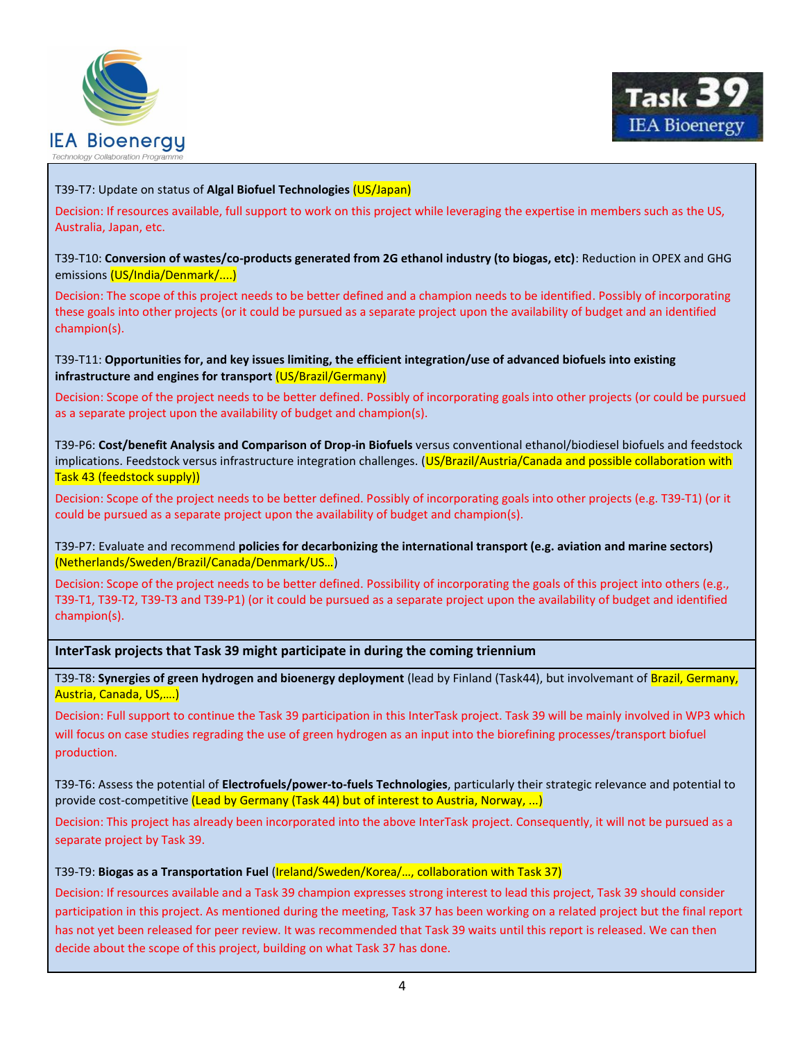T39-T7: Update on status of **Algal Biofuel Technologies** (US/Japan)

Decision: If resources available, full support to work on this project while leveraging the expertise in members such as the US, Australia, Japan, etc.

T39-T10: **Conversion of wastes/co-products generated from 2G ethanol industry (to biogas, etc)**: Reduction in OPEX and GHG emissions (US/India/Denmark/....)

Decision: The scope of this project needs to be better defined and a champion needs to be identified. Possibly of incorporating these goals into other projects (or it could be pursued as a separate project upon the availability of budget and an identified champion(s).

T39-T11: **Opportunities for, and key issues limiting, the efficient integration/use of advanced biofuels into existing infrastructure and engines for transport** (US/Brazil/Germany)

Decision: Scope of the project needs to be better defined. Possibly of incorporating goals into other projects (or could be pursued as a separate project upon the availability of budget and champion(s).

T39-P6: **Cost/benefit Analysis and Comparison of Drop-in Biofuels** versus conventional ethanol/biodiesel biofuels and feedstock implications. Feedstock versus infrastructure integration challenges. (US/Brazil/Austria/Canada and possible collaboration with Task 43 (feedstock supply))

Decision: Scope of the project needs to be better defined. Possibly of incorporating goals into other projects (e.g. T39-T1) (or it could be pursued as a separate project upon the availability of budget and champion(s).

T39-P7: Evaluate and recommend **policies for decarbonizing the international transport (e.g. aviation and marine sectors)** (Netherlands/Sweden/Brazil/Canada/Denmark/US…)

Decision: Scope of the project needs to be better defined. Possibility of incorporating the goals of this project into others (e.g., T39-T1, T39-T2, T39-T3 and T39-P1) (or it could be pursued as a separate project upon the availability of budget and identified champion(s).

**InterTask projects that Task 39 might participate in during the coming triennium**

T39-T8: **Synergies of green hydrogen and bioenergy deployment** (lead by Finland (Task44), but involvemant of Brazil, Germany, Austria, Canada, US,….)

Decision: Full support to continue the Task 39 participation in this InterTask project. Task 39 will be mainly involved in WP3 which will focus on case studies regrading the use of green hydrogen as an input into the biorefining processes/transport biofuel production.

T39-T6: Assess the potential of **Electrofuels/power-to-fuels Technologies**, particularly their strategic relevance and potential to provide cost-competitive (Lead by Germany (Task 44) but of interest to Austria, Norway, ...)

Decision: This project has already been incorporated into the above InterTask project. Consequently, it will not be pursued as a separate project by Task 39.

T39-T9: **Biogas as a Transportation Fuel** (Ireland/Sweden/Korea/…, collaboration with Task 37)

Decision: If resources available and a Task 39 champion expresses strong interest to lead this project, Task 39 should consider participation in this project. As mentioned during the meeting, Task 37 has been working on a related project but the final report has not yet been released for peer review. It was recommended that Task 39 waits until this report is released. We can then decide about the scope of this project, building on what Task 37 has done.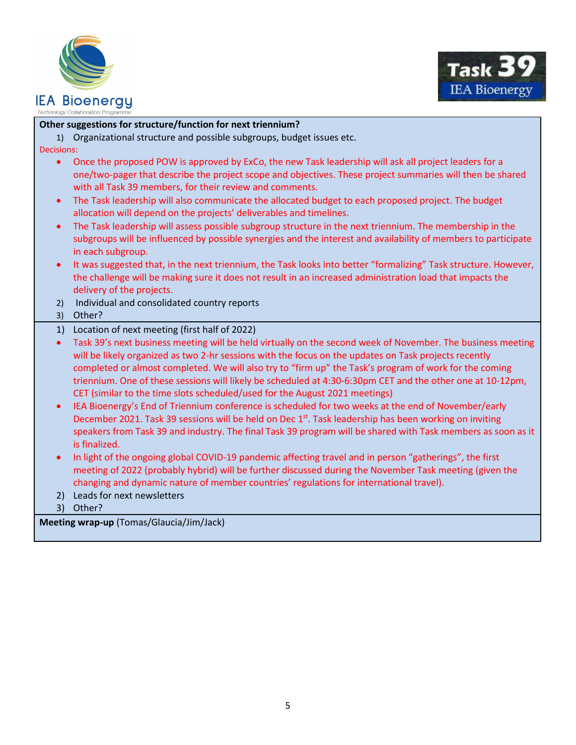**Other suggestions for structure/function for next triennium?**

1) Organizational structure and possible subgroups, budget issues etc.

Decisions:

- Once the proposed POW is approved by ExCo, the new Task leadership will ask all project leaders for a one/two-pager that describe the project scope and objectives. These project summaries will then be shared with all Task 39 members, for their review and comments.
- The Task leadership will also communicate the allocated budget to each proposed project. The budget allocation will depend on the projects' deliverables and timelines.
- The Task leadership will assess possible subgroup structure in the next triennium. The membership in the subgroups will be influenced by possible synergies and the interest and availability of members to participate in each subgroup.
- It was suggested that, in the next triennium, the Task looks into better "formalizing" Task structure. However, the challenge will be making sure it does not result in an increased administration load that impacts the delivery of the projects.

2) Individual and consolidated country reports
3) Other?

---

1) Location of next meeting (first half of 2022)

- Task 39's next business meeting will be held virtually on the second week of November. The business meeting will be likely organized as two 2-hr sessions with the focus on the updates on Task projects recently completed or almost completed. We will also try to "firm up" the Task's program of work for the coming triennium. One of these sessions will likely be scheduled at 4:30-6:30pm CET and the other one at 10-12pm, CET (similar to the time slots scheduled/used for the August 2021 meetings)
- IEA Bioenergy's End of Triennium conference is scheduled for two weeks at the end of November/early December 2021. Task 39 sessions will be held on Dec 1st. Task leadership has been working on inviting speakers from Task 39 and industry. The final Task 39 program will be shared with Task members as soon as it is finalized.
- In light of the ongoing global COVID-19 pandemic affecting travel and in person "gatherings", the first meeting of 2022 (probably hybrid) will be further discussed during the November Task meeting (given the changing and dynamic nature of member countries' regulations for international travel).

2) Leads for next newsletters
3) Other?

---

**Meeting wrap-up** (Tomas/Glaucia/Jim/Jack)